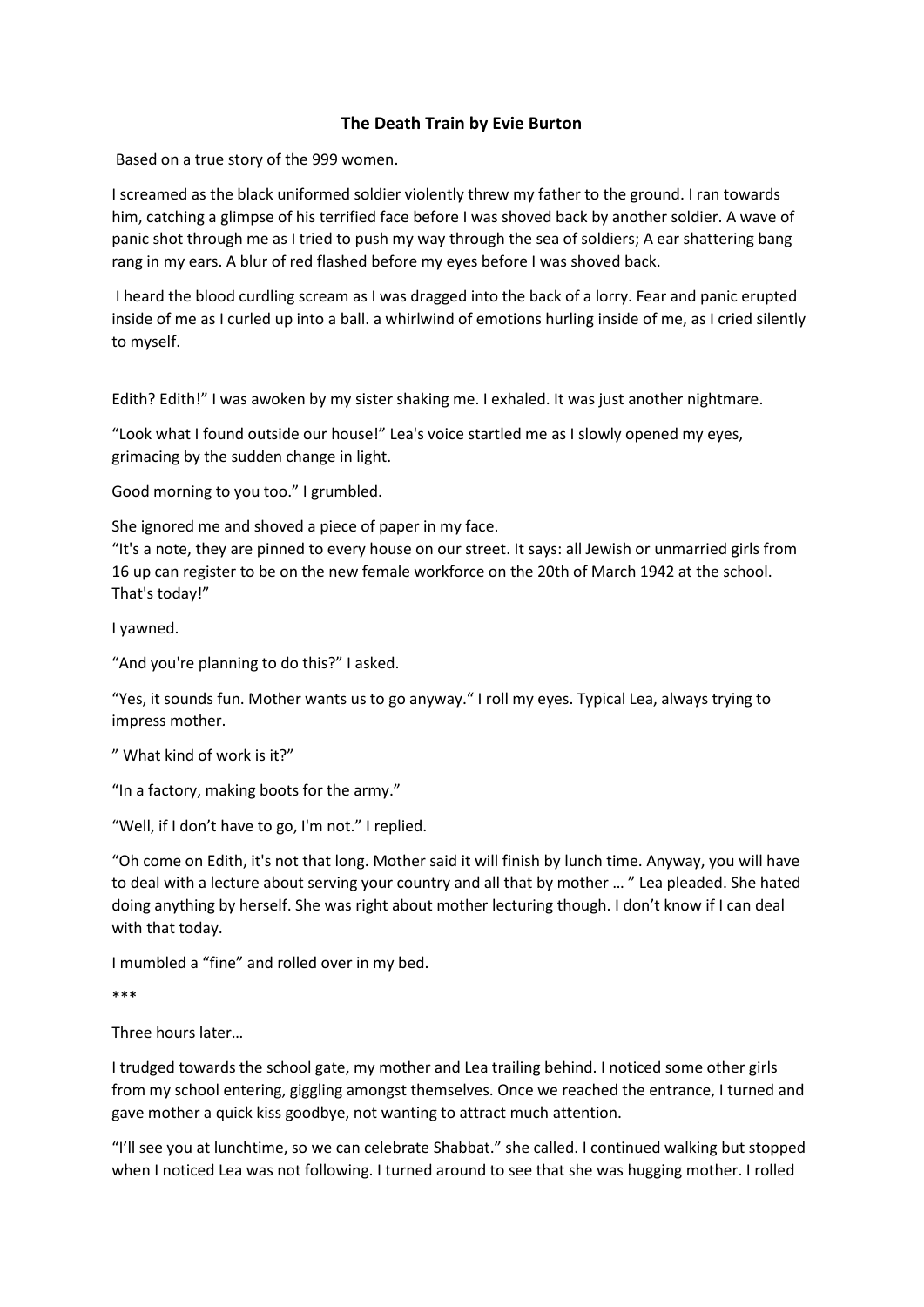# The Death Train by Evie Burton

Based on a true story of the 999 women.

I screamed as the black uniformed soldier violently threw my father to the ground. I ran towards him, catching a glimpse of his terrified face before I was shoved back by another soldier. A wave of panic shot through me as I tried to push my way through the sea of soldiers; A ear shattering bang rang in my ears. A blur of red flashed before my eyes before I was shoved back.

I heard the blood curdling scream as I was dragged into the back of a lorry. Fear and panic erupted inside of me as I curled up into a ball. a whirlwind of emotions hurling inside of me, as I cried silently to myself.

Edith? Edith!" I was awoken by my sister shaking me. I exhaled. It was just another nightmare.

"Look what I found outside our house!" Lea's voice startled me as I slowly opened my eyes, grimacing by the sudden change in light.

Good morning to you too." I grumbled.

She ignored me and shoved a piece of paper in my face.
"It's a note, they are pinned to every house on our street. It says: all Jewish or unmarried girls from 16 up can register to be on the new female workforce on the 20th of March 1942 at the school. That's today!"

I yawned.

"And you're planning to do this?" I asked.

"Yes, it sounds fun. Mother wants us to go anyway." I roll my eyes. Typical Lea, always trying to impress mother.

" What kind of work is it?"

"In a factory, making boots for the army."

"Well, if I don't have to go, I'm not." I replied.

"Oh come on Edith, it's not that long. Mother said it will finish by lunch time. Anyway, you will have to deal with a lecture about serving your country and all that by mother … " Lea pleaded. She hated doing anything by herself. She was right about mother lecturing though. I don't know if I can deal with that today.

I mumbled a "fine" and rolled over in my bed.

***

Three hours later…

I trudged towards the school gate, my mother and Lea trailing behind. I noticed some other girls from my school entering, giggling amongst themselves. Once we reached the entrance, I turned and gave mother a quick kiss goodbye, not wanting to attract much attention.

"I'll see you at lunchtime, so we can celebrate Shabbat." she called. I continued walking but stopped when I noticed Lea was not following. I turned around to see that she was hugging mother. I rolled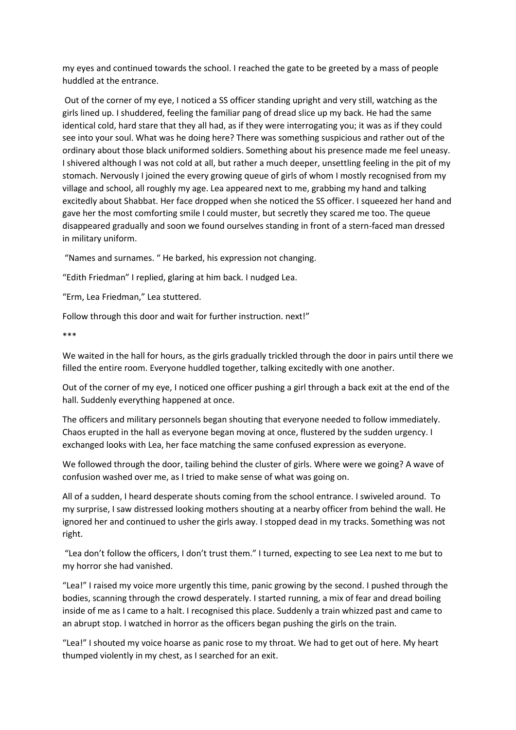my eyes and continued towards the school. I reached the gate to be greeted by a mass of people huddled at the entrance.

Out of the corner of my eye, I noticed a SS officer standing upright and very still, watching as the girls lined up. I shuddered, feeling the familiar pang of dread slice up my back. He had the same identical cold, hard stare that they all had, as if they were interrogating you; it was as if they could see into your soul. What was he doing here? There was something suspicious and rather out of the ordinary about those black uniformed soldiers. Something about his presence made me feel uneasy. I shivered although I was not cold at all, but rather a much deeper, unsettling feeling in the pit of my stomach. Nervously I joined the every growing queue of girls of whom I mostly recognised from my village and school, all roughly my age. Lea appeared next to me, grabbing my hand and talking excitedly about Shabbat. Her face dropped when she noticed the SS officer. I squeezed her hand and gave her the most comforting smile I could muster, but secretly they scared me too. The queue disappeared gradually and soon we found ourselves standing in front of a stern-faced man dressed in military uniform.

"Names and surnames. " He barked, his expression not changing.

"Edith Friedman" I replied, glaring at him back. I nudged Lea.

"Erm, Lea Friedman," Lea stuttered.

Follow through this door and wait for further instruction. next!"

***

We waited in the hall for hours, as the girls gradually trickled through the door in pairs until there we filled the entire room. Everyone huddled together, talking excitedly with one another.

Out of the corner of my eye, I noticed one officer pushing a girl through a back exit at the end of the hall. Suddenly everything happened at once.

The officers and military personnels began shouting that everyone needed to follow immediately. Chaos erupted in the hall as everyone began moving at once, flustered by the sudden urgency. I exchanged looks with Lea, her face matching the same confused expression as everyone.

We followed through the door, tailing behind the cluster of girls. Where were we going? A wave of confusion washed over me, as I tried to make sense of what was going on.

All of a sudden, I heard desperate shouts coming from the school entrance. I swiveled around. To my surprise, I saw distressed looking mothers shouting at a nearby officer from behind the wall. He ignored her and continued to usher the girls away. I stopped dead in my tracks. Something was not right.

"Lea don't follow the officers, I don't trust them." I turned, expecting to see Lea next to me but to my horror she had vanished.

"Lea!" I raised my voice more urgently this time, panic growing by the second. I pushed through the bodies, scanning through the crowd desperately. I started running, a mix of fear and dread boiling inside of me as I came to a halt. I recognised this place. Suddenly a train whizzed past and came to an abrupt stop. I watched in horror as the officers began pushing the girls on the train.

"Lea!" I shouted my voice hoarse as panic rose to my throat. We had to get out of here. My heart thumped violently in my chest, as I searched for an exit.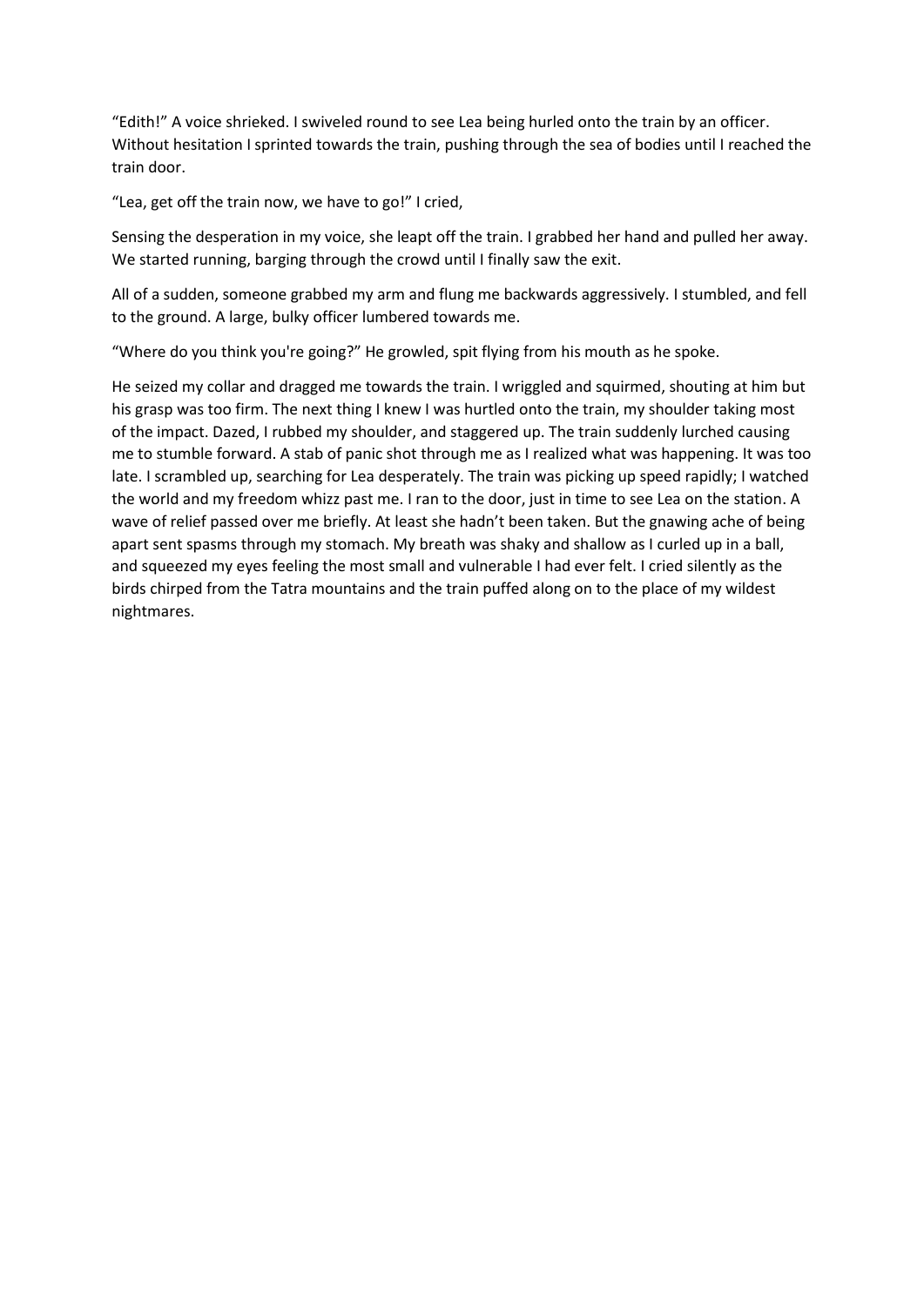"Edith!" A voice shrieked. I swiveled round to see Lea being hurled onto the train by an officer. Without hesitation I sprinted towards the train, pushing through the sea of bodies until I reached the train door.

"Lea, get off the train now, we have to go!" I cried,

Sensing the desperation in my voice, she leapt off the train. I grabbed her hand and pulled her away. We started running, barging through the crowd until I finally saw the exit.

All of a sudden, someone grabbed my arm and flung me backwards aggressively. I stumbled, and fell to the ground. A large, bulky officer lumbered towards me.

"Where do you think you're going?" He growled, spit flying from his mouth as he spoke.

He seized my collar and dragged me towards the train. I wriggled and squirmed, shouting at him but his grasp was too firm. The next thing I knew I was hurtled onto the train, my shoulder taking most of the impact. Dazed, I rubbed my shoulder, and staggered up. The train suddenly lurched causing me to stumble forward. A stab of panic shot through me as I realized what was happening. It was too late. I scrambled up, searching for Lea desperately. The train was picking up speed rapidly; I watched the world and my freedom whizz past me. I ran to the door, just in time to see Lea on the station. A wave of relief passed over me briefly. At least she hadn't been taken. But the gnawing ache of being apart sent spasms through my stomach. My breath was shaky and shallow as I curled up in a ball, and squeezed my eyes feeling the most small and vulnerable I had ever felt. I cried silently as the birds chirped from the Tatra mountains and the train puffed along on to the place of my wildest nightmares.